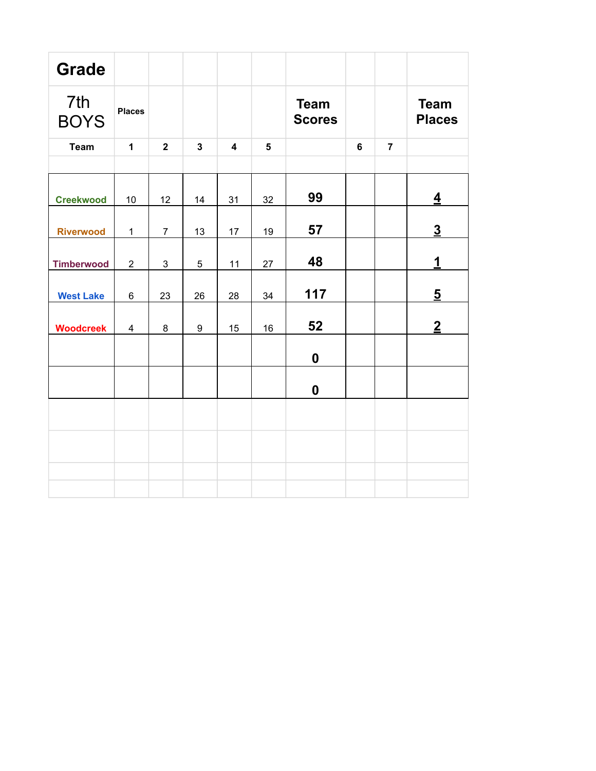| Grade | | | | | | | | | |
|---|---|---|---|---|---|---|---|---|---|
| 7th BOYS | Places | | | | | Team Scores | | | Team Places |
| Team | 1 | 2 | 3 | 4 | 5 | | 6 | 7 | |
| Creekwood | 10 | 12 | 14 | 31 | 32 | **99** | | | **4** |
| Riverwood | 1 | 7 | 13 | 17 | 19 | **57** | | | **3** |
| Timberwood | 2 | 3 | 5 | 11 | 27 | **48** | | | **1** |
| West Lake | 6 | 23 | 26 | 28 | 34 | **117** | | | **5** |
| Woodcreek | 4 | 8 | 9 | 15 | 16 | **52** | | | **2** |
| | | | | | | **0** | | | |
| | | | | | | **0** | | | |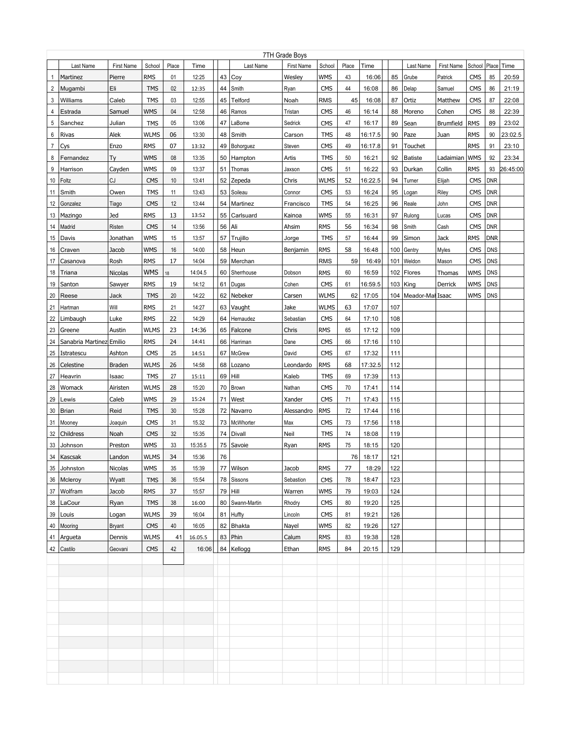# 7TH Grade Boys

| | Last Name | First Name | School | Place | Time | | | Last Name | First Name | School | Place | Time | | | Last Name | First Name | School | Place | Time |
|---|---|---|---|---|---|---|---|---|---|---|---|---|---|---|---|---|---|---|---|
| 1 | Martinez | Pierre | RMS | 01 | 12:25 | | 43 | Coy | Wesley | WMS | 43 | 16:06 | | 85 | Grube | Patrick | CMS | 85 | 20:59 |
| 2 | Mugambi | Eli | TMS | 02 | 12:35 | | 44 | Smith | Ryan | CMS | 44 | 16:08 | | 86 | Delap | Samuel | CMS | 86 | 21:19 |
| 3 | Williams | Caleb | TMS | 03 | 12:55 | | 45 | Telford | Noah | RMS | 45 | 16:08 | | 87 | Ortiz | Matthew | CMS | 87 | 22:08 |
| 4 | Estrada | Samuel | WMS | 04 | 12:58 | | 46 | Ramos | Tristan | CMS | 46 | 16:14 | | 88 | Moreno | Cohen | CMS | 88 | 22:39 |
| 5 | Sanchez | Julian | TMS | 05 | 13:06 | | 47 | LaBome | Sedrick | CMS | 47 | 16:17 | | 89 | Sean | Brumfield | RMS | 89 | 23:02 |
| 6 | Rivas | Alek | WLMS | 06 | 13:30 | | 48 | Smith | Carson | TMS | 48 | 16:17.5 | | 90 | Paze | Juan | RMS | 90 | 23:02.5 |
| 7 | Cys | Enzo | RMS | 07 | 13:32 | | 49 | Bohorguez | Steven | CMS | 49 | 16:17.8 | | 91 | Touchet | | RMS | 91 | 23:10 |
| 8 | Fernandez | Ty | WMS | 08 | 13:35 | | 50 | Hampton | Artis | TMS | 50 | 16:21 | | 92 | Batiste | Ladaimian | WMS | 92 | 23:34 |
| 9 | Harrison | Cayden | WMS | 09 | 13:37 | | 51 | Thomas | Jaxson | CMS | 51 | 16:22 | | 93 | Durkan | Collin | RMS | 93 | 26:45:00 |
| 10 | Foltz | CJ | CMS | 10 | 13:41 | | 52 | Zepeda | Chris | WLMS | 52 | 16:22.5 | | 94 | Turner | Elijah | CMS | DNR | |
| 11 | Smith | Owen | TMS | 11 | 13:43 | | 53 | Soileau | Connor | CMS | 53 | 16:24 | | 95 | Logan | Riley | CMS | DNR | |
| 12 | Gonzalez | Tiago | CMS | 12 | 13:44 | | 54 | Martinez | Francisco | TMS | 54 | 16:25 | | 96 | Reale | John | CMS | DNR | |
| 13 | Mazingo | Jed | RMS | 13 | 13:52 | | 55 | Carlsuard | Kainoa | WMS | 55 | 16:31 | | 97 | Rulong | Lucas | CMS | DNR | |
| 14 | Madrid | Risten | CMS | 14 | 13:56 | | 56 | Ali | Ahsim | RMS | 56 | 16:34 | | 98 | Smith | Cash | CMS | DNR | |
| 15 | Davis | Jonathan | WMS | 15 | 13:57 | | 57 | Trujillo | Jorge | TMS | 57 | 16:44 | | 99 | Simon | Jack | RMS | DNR | |
| 16 | Craven | Jacob | WMS | 16 | 14:00 | | 58 | Heun | Benjamin | RMS | 58 | 16:48 | | 100 | Gentry | Myles | CMS | DNS | |
| 17 | Casanova | Rosh | RMS | 17 | 14:04 | | 59 | Merchan | | RMS | 59 | 16:49 | | 101 | Weldon | Mason | CMS | DNS | |
| 18 | Triana | Nicolas | WMS | 18 | 14:04.5 | | 60 | Sherrhouse | Dobson | RMS | 60 | 16:59 | | 102 | Flores | Thomas | WMS | DNS | |
| 19 | Santon | Sawyer | RMS | 19 | 14:12 | | 61 | Dugas | Cohen | CMS | 61 | 16:59.5 | | 103 | King | Derrick | WMS | DNS | |
| 20 | Reese | Jack | TMS | 20 | 14:22 | | 62 | Nebeker | Carsen | WLMS | 62 | 17:05 | | 104 | Meador-Mal | Isaac | WMS | DNS | |
| 21 | Hartman | Will | RMS | 21 | 14:27 | | 63 | Vaught | Jake | WLMS | 63 | 17:07 | | 107 | | | | | |
| 22 | Limbaugh | Luke | RMS | 22 | 14:29 | | 64 | Hernaudez | Sebastian | CMS | 64 | 17:10 | | 108 | | | | | |
| 23 | Greene | Austin | WLMS | 23 | 14:36 | | 65 | Falcone | Chris | RMS | 65 | 17:12 | | 109 | | | | | |
| 24 | Sanabria Martinez | Emilio | RMS | 24 | 14:41 | | 66 | Harriman | Dane | CMS | 66 | 17:16 | | 110 | | | | | |
| 25 | Istratescu | Ashton | CMS | 25 | 14:51 | | 67 | McGrew | David | CMS | 67 | 17:32 | | 111 | | | | | |
| 26 | Celestine | Braden | WLMS | 26 | 14:58 | | 68 | Lozano | Leondardo | RMS | 68 | 17:32.5 | | 112 | | | | | |
| 27 | Heavrin | Isaac | TMS | 27 | 15:11 | | 69 | Hill | Kaleb | TMS | 69 | 17:39 | | 113 | | | | | |
| 28 | Womack | Airisten | WLMS | 28 | 15:20 | | 70 | Brown | Nathan | CMS | 70 | 17:41 | | 114 | | | | | |
| 29 | Lewis | Caleb | WMS | 29 | 15:24 | | 71 | West | Xander | CMS | 71 | 17:43 | | 115 | | | | | |
| 30 | Brian | Reid | TMS | 30 | 15:28 | | 72 | Navarro | Alessandro | RMS | 72 | 17:44 | | 116 | | | | | |
| 31 | Mooney | Joaquin | CMS | 31 | 15.32 | | 73 | McWhorter | Max | CMS | 73 | 17:56 | | 118 | | | | | |
| 32 | Childress | Noah | CMS | 32 | 15:35 | | 74 | Divall | Neil | TMS | 74 | 18:08 | | 119 | | | | | |
| 33 | Johnson | Preston | WMS | 33 | 15:35.5 | | 75 | Savoie | Ryan | RMS | 75 | 18:15 | | 120 | | | | | |
| 34 | Kascsak | Landon | WLMS | 34 | 15:36 | | 76 | | | | 76 | 18:17 | | 121 | | | | | |
| 35 | Johnston | Nicolas | WMS | 35 | 15:39 | | 77 | Wilson | Jacob | RMS | 77 | 18:29 | | 122 | | | | | |
| 36 | Mcleroy | Wyatt | TMS | 36 | 15:54 | | 78 | Sissons | Sebastion | CMS | 78 | 18:47 | | 123 | | | | | |
| 37 | Wolfram | Jacob | RMS | 37 | 15:57 | | 79 | Hill | Warren | WMS | 79 | 19:03 | | 124 | | | | | |
| 38 | LaCour | Ryan | TMS | 38 | 16:00 | | 80 | Swann-Martin | Rhodry | CMS | 80 | 19:20 | | 125 | | | | | |
| 39 | Louis | Logan | WLMS | 39 | 16:04 | | 81 | Huffty | Lincoln | CMS | 81 | 19:21 | | 126 | | | | | |
| 40 | Mooring | Bryant | CMS | 40 | 16:05 | | 82 | Bhakta | Nayel | WMS | 82 | 19:26 | | 127 | | | | | |
| 41 | Argueta | Dennis | WLMS | 41 | 16.05.5 | | 83 | Phin | Calum | RMS | 83 | 19:38 | | 128 | | | | | |
| 42 | Castilo | Geovani | CMS | 42 | 16:06 | | 84 | Kellogg | Ethan | RMS | 84 | 20:15 | | 129 | | | | | |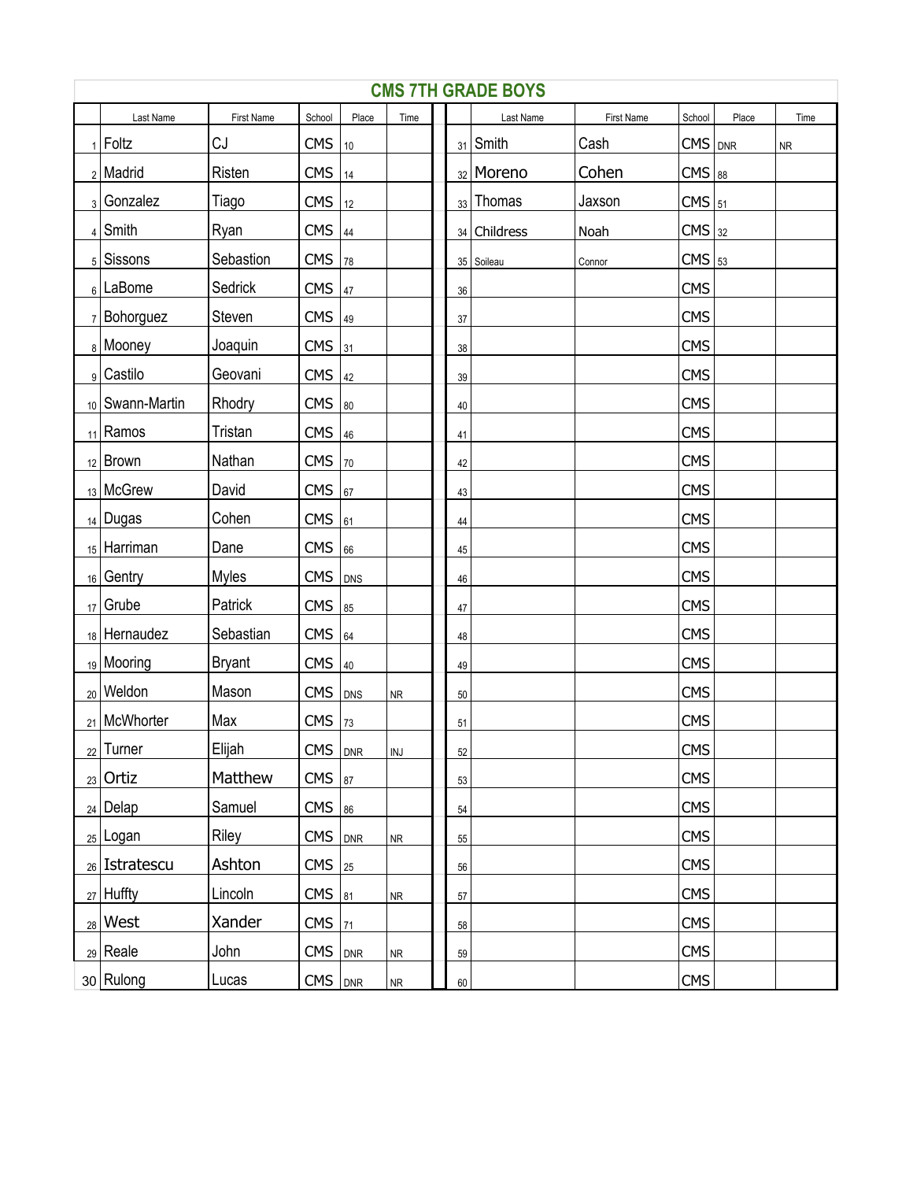# CMS 7TH GRADE BOYS

| | Last Name | First Name | School | Place | Time | | | Last Name | First Name | School | Place | Time |
|---|---|---|---|---|---|---|---|---|---|---|---|---|
| 1 | Foltz | CJ | CMS | 10 | | | 31 | Smith | Cash | CMS | DNR | NR |
| 2 | Madrid | Risten | CMS | 14 | | | 32 | Moreno | Cohen | CMS | 88 | |
| 3 | Gonzalez | Tiago | CMS | 12 | | | 33 | Thomas | Jaxson | CMS | 51 | |
| 4 | Smith | Ryan | CMS | 44 | | | 34 | Childress | Noah | CMS | 32 | |
| 5 | Sissons | Sebastion | CMS | 78 | | | 35 | Soileau | Connor | CMS | 53 | |
| 6 | LaBome | Sedrick | CMS | 47 | | | 36 | | | CMS | | |
| 7 | Bohorguez | Steven | CMS | 49 | | | 37 | | | CMS | | |
| 8 | Mooney | Joaquin | CMS | 31 | | | 38 | | | CMS | | |
| 9 | Castilo | Geovani | CMS | 42 | | | 39 | | | CMS | | |
| 10 | Swann-Martin | Rhodry | CMS | 80 | | | 40 | | | CMS | | |
| 11 | Ramos | Tristan | CMS | 46 | | | 41 | | | CMS | | |
| 12 | Brown | Nathan | CMS | 70 | | | 42 | | | CMS | | |
| 13 | McGrew | David | CMS | 67 | | | 43 | | | CMS | | |
| 14 | Dugas | Cohen | CMS | 61 | | | 44 | | | CMS | | |
| 15 | Harriman | Dane | CMS | 66 | | | 45 | | | CMS | | |
| 16 | Gentry | Myles | CMS | DNS | | | 46 | | | CMS | | |
| 17 | Grube | Patrick | CMS | 85 | | | 47 | | | CMS | | |
| 18 | Hernaudez | Sebastian | CMS | 64 | | | 48 | | | CMS | | |
| 19 | Mooring | Bryant | CMS | 40 | | | 49 | | | CMS | | |
| 20 | Weldon | Mason | CMS | DNS | NR | | 50 | | | CMS | | |
| 21 | McWhorter | Max | CMS | 73 | | | 51 | | | CMS | | |
| 22 | Turner | Elijah | CMS | DNR | INJ | | 52 | | | CMS | | |
| 23 | Ortiz | Matthew | CMS | 87 | | | 53 | | | CMS | | |
| 24 | Delap | Samuel | CMS | 86 | | | 54 | | | CMS | | |
| 25 | Logan | Riley | CMS | DNR | NR | | 55 | | | CMS | | |
| 26 | Istratescu | Ashton | CMS | 25 | | | 56 | | | CMS | | |
| 27 | Huffty | Lincoln | CMS | 81 | NR | | 57 | | | CMS | | |
| 28 | West | Xander | CMS | 71 | | | 58 | | | CMS | | |
| 29 | Reale | John | CMS | DNR | NR | | 59 | | | CMS | | |
| 30 | Rulong | Lucas | CMS | DNR | NR | | 60 | | | CMS | | |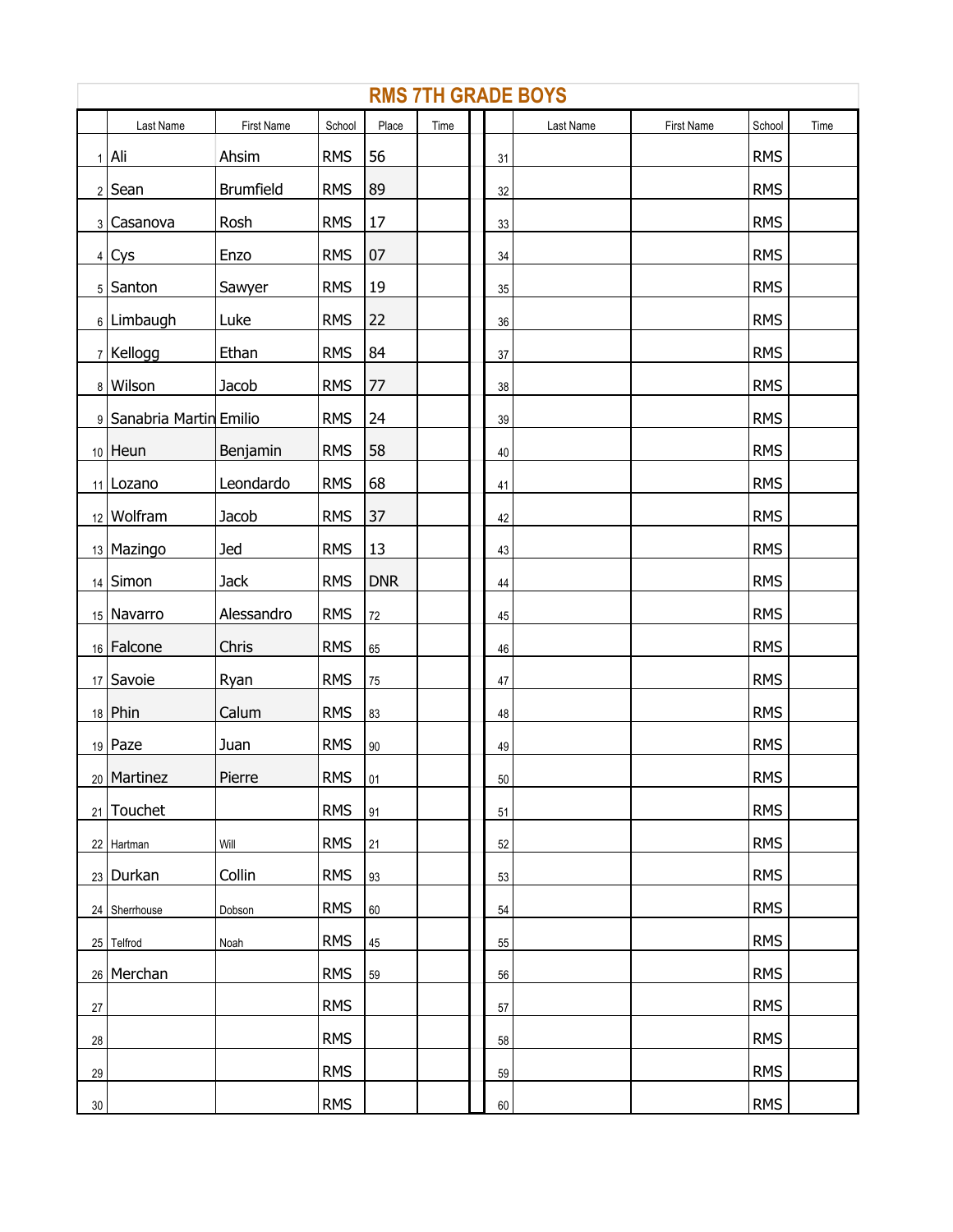# RMS 7TH GRADE BOYS

| | Last Name | First Name | School | Place | Time | | Last Name | First Name | School | Time |
|---|---|---|---|---|---|---|---|---|---|---|
| 1 | Ali | Ahsim | RMS | 56 | | 31 | | | RMS | |
| 2 | Sean | Brumfield | RMS | 89 | | 32 | | | RMS | |
| 3 | Casanova | Rosh | RMS | 17 | | 33 | | | RMS | |
| 4 | Cys | Enzo | RMS | 07 | | 34 | | | RMS | |
| 5 | Santon | Sawyer | RMS | 19 | | 35 | | | RMS | |
| 6 | Limbaugh | Luke | RMS | 22 | | 36 | | | RMS | |
| 7 | Kellogg | Ethan | RMS | 84 | | 37 | | | RMS | |
| 8 | Wilson | Jacob | RMS | 77 | | 38 | | | RMS | |
| 9 | Sanabria Martin | Emilio | RMS | 24 | | 39 | | | RMS | |
| 10 | Heun | Benjamin | RMS | 58 | | 40 | | | RMS | |
| 11 | Lozano | Leondardo | RMS | 68 | | 41 | | | RMS | |
| 12 | Wolfram | Jacob | RMS | 37 | | 42 | | | RMS | |
| 13 | Mazingo | Jed | RMS | 13 | | 43 | | | RMS | |
| 14 | Simon | Jack | RMS | DNR | | 44 | | | RMS | |
| 15 | Navarro | Alessandro | RMS | 72 | | 45 | | | RMS | |
| 16 | Falcone | Chris | RMS | 65 | | 46 | | | RMS | |
| 17 | Savoie | Ryan | RMS | 75 | | 47 | | | RMS | |
| 18 | Phin | Calum | RMS | 83 | | 48 | | | RMS | |
| 19 | Paze | Juan | RMS | 90 | | 49 | | | RMS | |
| 20 | Martinez | Pierre | RMS | 01 | | 50 | | | RMS | |
| 21 | Touchet | | RMS | 91 | | 51 | | | RMS | |
| 22 | Hartman | Will | RMS | 21 | | 52 | | | RMS | |
| 23 | Durkan | Collin | RMS | 93 | | 53 | | | RMS | |
| 24 | Sherrhouse | Dobson | RMS | 60 | | 54 | | | RMS | |
| 25 | Telfrod | Noah | RMS | 45 | | 55 | | | RMS | |
| 26 | Merchan | | RMS | 59 | | 56 | | | RMS | |
| 27 | | | RMS | | | 57 | | | RMS | |
| 28 | | | RMS | | | 58 | | | RMS | |
| 29 | | | RMS | | | 59 | | | RMS | |
| 30 | | | RMS | | | 60 | | | RMS | |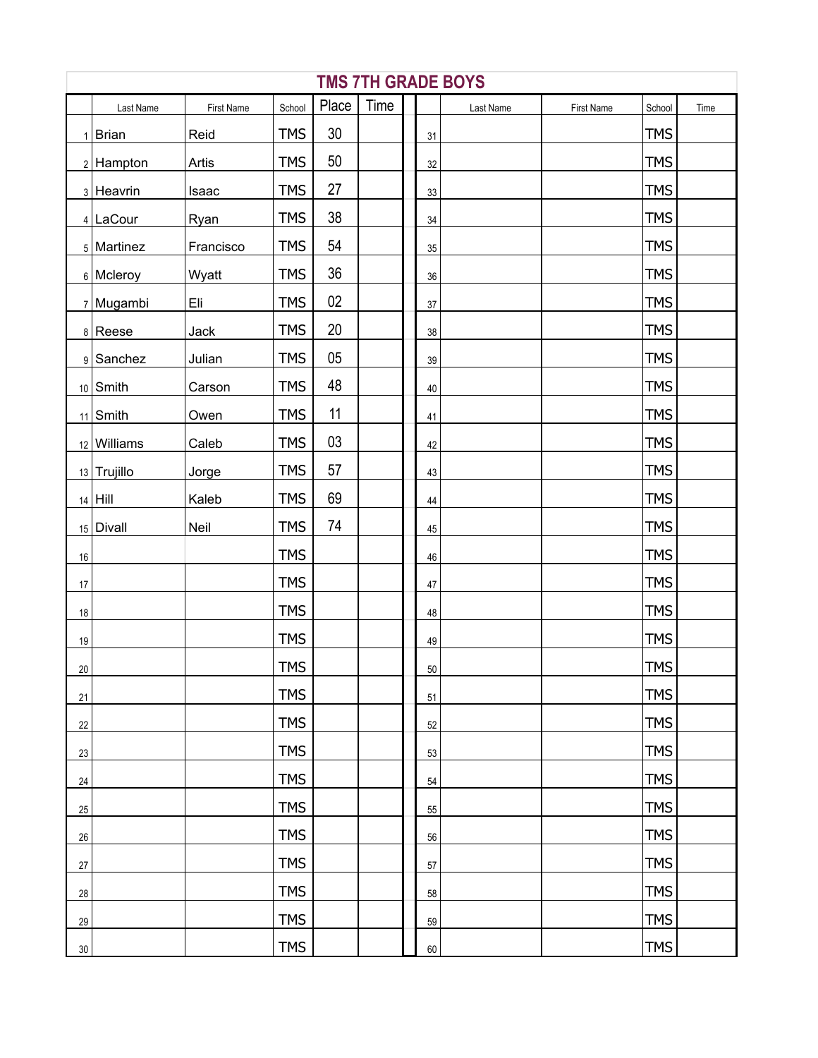# TMS 7TH GRADE BOYS

| | Last Name | First Name | School | Place | Time | | Last Name | First Name | School | Time |
|---|---|---|---|---|---|---|---|---|---|---|
| 1 | Brian | Reid | TMS | 30 | | 31 | | | TMS | |
| 2 | Hampton | Artis | TMS | 50 | | 32 | | | TMS | |
| 3 | Heavrin | Isaac | TMS | 27 | | 33 | | | TMS | |
| 4 | LaCour | Ryan | TMS | 38 | | 34 | | | TMS | |
| 5 | Martinez | Francisco | TMS | 54 | | 35 | | | TMS | |
| 6 | Mcleroy | Wyatt | TMS | 36 | | 36 | | | TMS | |
| 7 | Mugambi | Eli | TMS | 02 | | 37 | | | TMS | |
| 8 | Reese | Jack | TMS | 20 | | 38 | | | TMS | |
| 9 | Sanchez | Julian | TMS | 05 | | 39 | | | TMS | |
| 10 | Smith | Carson | TMS | 48 | | 40 | | | TMS | |
| 11 | Smith | Owen | TMS | 11 | | 41 | | | TMS | |
| 12 | Williams | Caleb | TMS | 03 | | 42 | | | TMS | |
| 13 | Trujillo | Jorge | TMS | 57 | | 43 | | | TMS | |
| 14 | Hill | Kaleb | TMS | 69 | | 44 | | | TMS | |
| 15 | Divall | Neil | TMS | 74 | | 45 | | | TMS | |
| 16 | | | TMS | | | 46 | | | TMS | |
| 17 | | | TMS | | | 47 | | | TMS | |
| 18 | | | TMS | | | 48 | | | TMS | |
| 19 | | | TMS | | | 49 | | | TMS | |
| 20 | | | TMS | | | 50 | | | TMS | |
| 21 | | | TMS | | | 51 | | | TMS | |
| 22 | | | TMS | | | 52 | | | TMS | |
| 23 | | | TMS | | | 53 | | | TMS | |
| 24 | | | TMS | | | 54 | | | TMS | |
| 25 | | | TMS | | | 55 | | | TMS | |
| 26 | | | TMS | | | 56 | | | TMS | |
| 27 | | | TMS | | | 57 | | | TMS | |
| 28 | | | TMS | | | 58 | | | TMS | |
| 29 | | | TMS | | | 59 | | | TMS | |
| 30 | | | TMS | | | 60 | | | TMS | |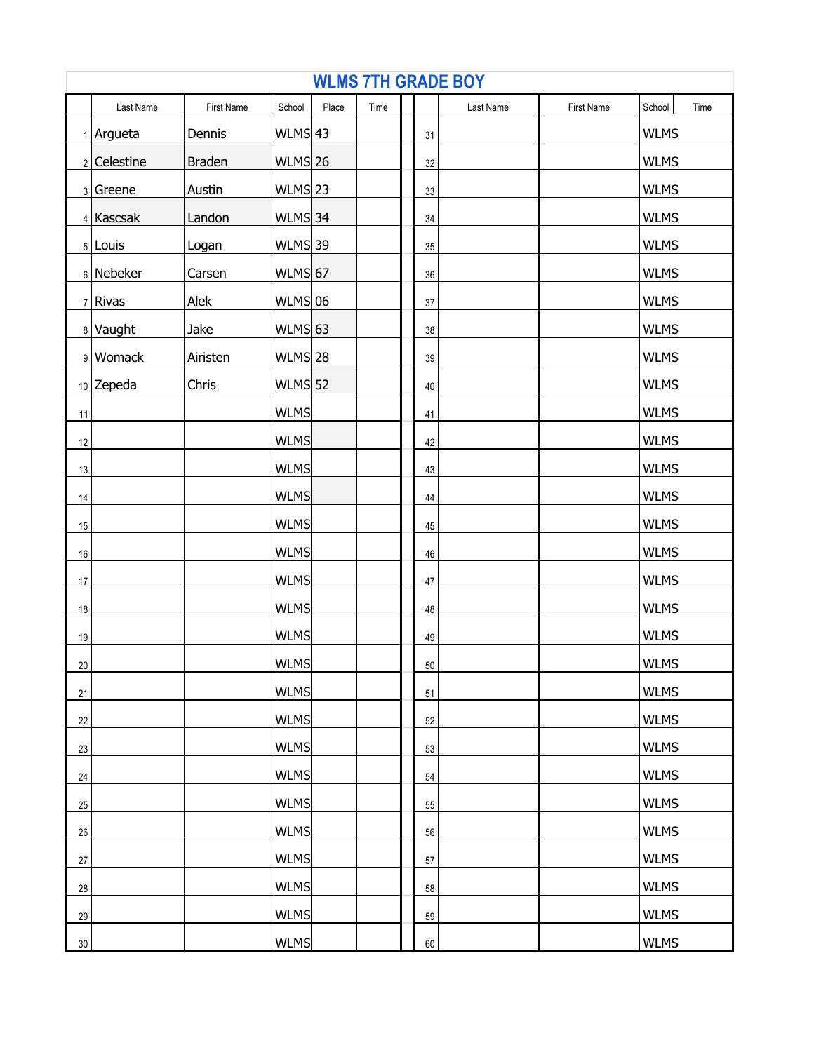# WLMS 7TH GRADE BOY

| | Last Name | First Name | School | Place | Time | | Last Name | First Name | School | Time |
|---|---|---|---|---|---|---|---|---|---|---|
| 1 | Argueta | Dennis | WLMS | 43 | | 31 | | | WLMS | |
| 2 | Celestine | Braden | WLMS | 26 | | 32 | | | WLMS | |
| 3 | Greene | Austin | WLMS | 23 | | 33 | | | WLMS | |
| 4 | Kascsak | Landon | WLMS | 34 | | 34 | | | WLMS | |
| 5 | Louis | Logan | WLMS | 39 | | 35 | | | WLMS | |
| 6 | Nebeker | Carsen | WLMS | 67 | | 36 | | | WLMS | |
| 7 | Rivas | Alek | WLMS | 06 | | 37 | | | WLMS | |
| 8 | Vaught | Jake | WLMS | 63 | | 38 | | | WLMS | |
| 9 | Womack | Airisten | WLMS | 28 | | 39 | | | WLMS | |
| 10 | Zepeda | Chris | WLMS | 52 | | 40 | | | WLMS | |
| 11 | | | WLMS | | | 41 | | | WLMS | |
| 12 | | | WLMS | | | 42 | | | WLMS | |
| 13 | | | WLMS | | | 43 | | | WLMS | |
| 14 | | | WLMS | | | 44 | | | WLMS | |
| 15 | | | WLMS | | | 45 | | | WLMS | |
| 16 | | | WLMS | | | 46 | | | WLMS | |
| 17 | | | WLMS | | | 47 | | | WLMS | |
| 18 | | | WLMS | | | 48 | | | WLMS | |
| 19 | | | WLMS | | | 49 | | | WLMS | |
| 20 | | | WLMS | | | 50 | | | WLMS | |
| 21 | | | WLMS | | | 51 | | | WLMS | |
| 22 | | | WLMS | | | 52 | | | WLMS | |
| 23 | | | WLMS | | | 53 | | | WLMS | |
| 24 | | | WLMS | | | 54 | | | WLMS | |
| 25 | | | WLMS | | | 55 | | | WLMS | |
| 26 | | | WLMS | | | 56 | | | WLMS | |
| 27 | | | WLMS | | | 57 | | | WLMS | |
| 28 | | | WLMS | | | 58 | | | WLMS | |
| 29 | | | WLMS | | | 59 | | | WLMS | |
| 30 | | | WLMS | | | 60 | | | WLMS | |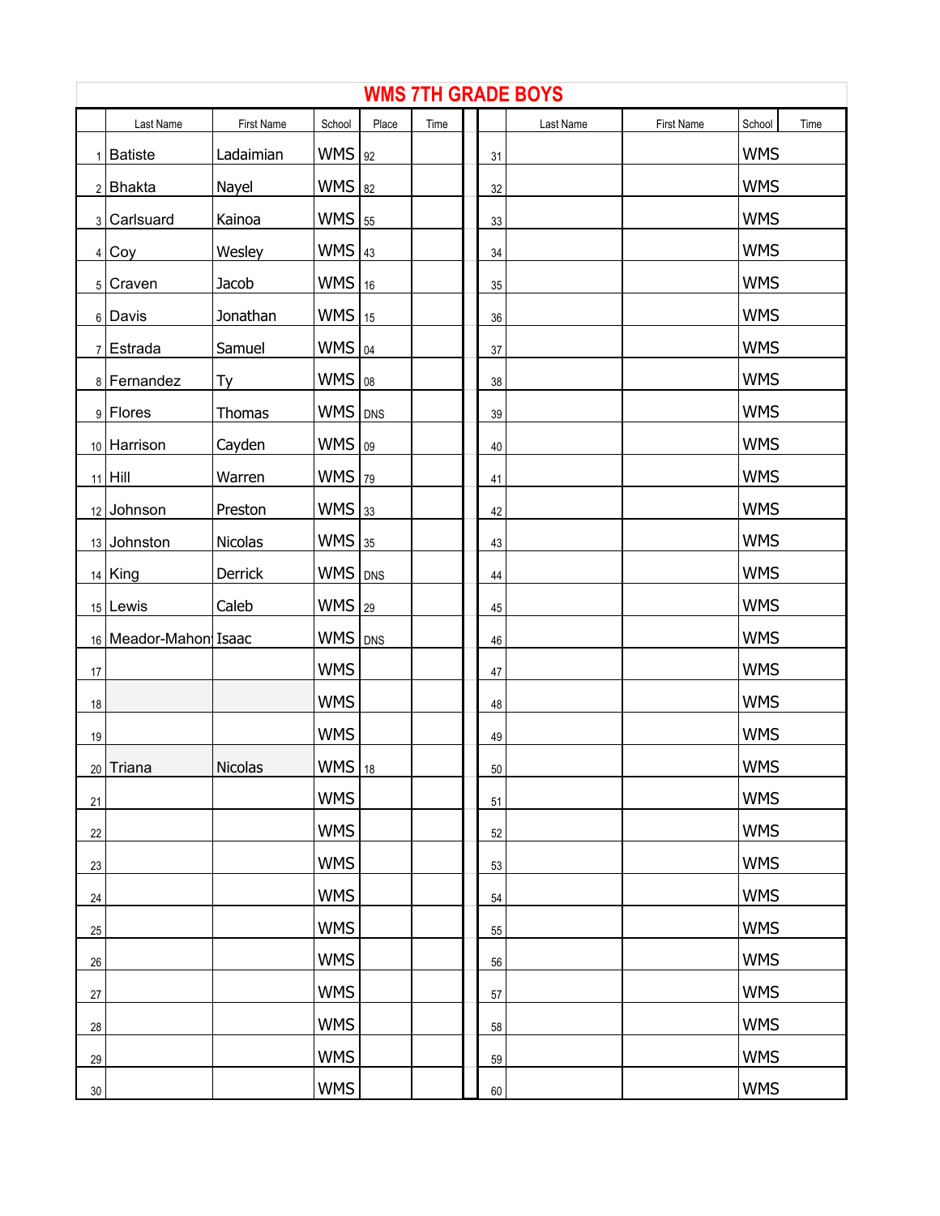# WMS 7TH GRADE BOYS

| | Last Name | First Name | School | Place | Time | | Last Name | First Name | School | Time |
|---|---|---|---|---|---|---|---|---|---|---|
| 1 | Batiste | Ladaimian | WMS | 92 | | 31 | | | WMS | |
| 2 | Bhakta | Nayel | WMS | 82 | | 32 | | | WMS | |
| 3 | Carlsuard | Kainoa | WMS | 55 | | 33 | | | WMS | |
| 4 | Coy | Wesley | WMS | 43 | | 34 | | | WMS | |
| 5 | Craven | Jacob | WMS | 16 | | 35 | | | WMS | |
| 6 | Davis | Jonathan | WMS | 15 | | 36 | | | WMS | |
| 7 | Estrada | Samuel | WMS | 04 | | 37 | | | WMS | |
| 8 | Fernandez | Ty | WMS | 08 | | 38 | | | WMS | |
| 9 | Flores | Thomas | WMS | DNS | | 39 | | | WMS | |
| 10 | Harrison | Cayden | WMS | 09 | | 40 | | | WMS | |
| 11 | Hill | Warren | WMS | 79 | | 41 | | | WMS | |
| 12 | Johnson | Preston | WMS | 33 | | 42 | | | WMS | |
| 13 | Johnston | Nicolas | WMS | 35 | | 43 | | | WMS | |
| 14 | King | Derrick | WMS | DNS | | 44 | | | WMS | |
| 15 | Lewis | Caleb | WMS | 29 | | 45 | | | WMS | |
| 16 | Meador-Mahon | Isaac | WMS | DNS | | 46 | | | WMS | |
| 17 | | | WMS | | | 47 | | | WMS | |
| 18 | | | WMS | | | 48 | | | WMS | |
| 19 | | | WMS | | | 49 | | | WMS | |
| 20 | Triana | Nicolas | WMS | 18 | | 50 | | | WMS | |
| 21 | | | WMS | | | 51 | | | WMS | |
| 22 | | | WMS | | | 52 | | | WMS | |
| 23 | | | WMS | | | 53 | | | WMS | |
| 24 | | | WMS | | | 54 | | | WMS | |
| 25 | | | WMS | | | 55 | | | WMS | |
| 26 | | | WMS | | | 56 | | | WMS | |
| 27 | | | WMS | | | 57 | | | WMS | |
| 28 | | | WMS | | | 58 | | | WMS | |
| 29 | | | WMS | | | 59 | | | WMS | |
| 30 | | | WMS | | | 60 | | | WMS | |